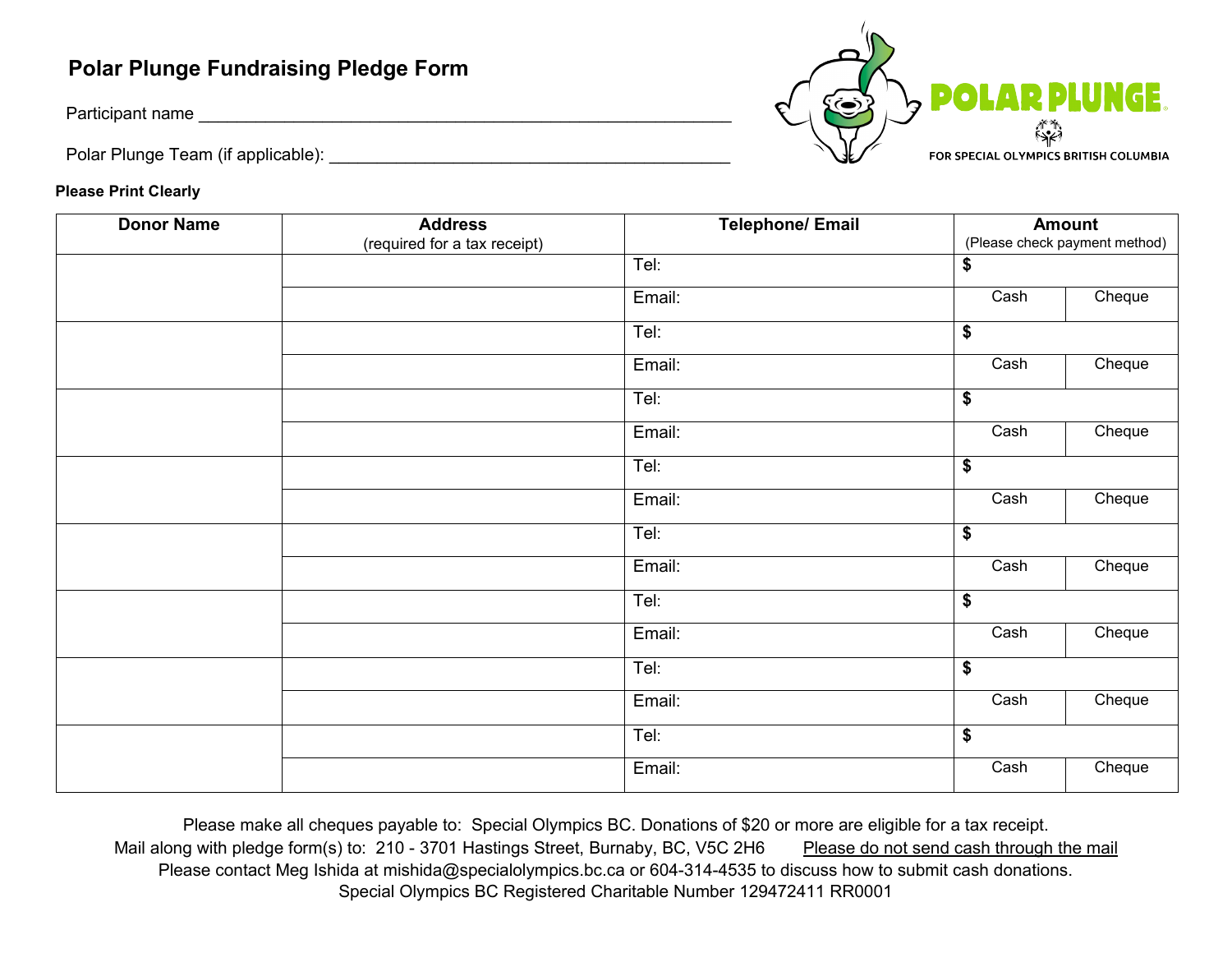# Polar Plunge Fundraising Pledge Form

Participant name ___________________________________________________________

Polar Plunge Team (if applicable): ___________________________________________

POLAR PLUNGE
FOR SPECIAL OLYMPICS BRITISH COLUMBIA

**Please Print Clearly**

| Donor Name | Address (required for a tax receipt) | Telephone/ Email | Amount (Please check payment method) | |
|---|---|---|---|---|
| | | Tel: | $ | |
| | | Email: | Cash | Cheque |
| | | Tel: | $ | |
| | | Email: | Cash | Cheque |
| | | Tel: | $ | |
| | | Email: | Cash | Cheque |
| | | Tel: | $ | |
| | | Email: | Cash | Cheque |
| | | Tel: | $ | |
| | | Email: | Cash | Cheque |
| | | Tel: | $ | |
| | | Email: | Cash | Cheque |
| | | Tel: | $ | |
| | | Email: | Cash | Cheque |
| | | Tel: | $ | |
| | | Email: | Cash | Cheque |

Please make all cheques payable to: Special Olympics BC. Donations of $20 or more are eligible for a tax receipt.
Mail along with pledge form(s) to: 210 - 3701 Hastings Street, Burnaby, BC, V5C 2H6 <u>Please do not send cash through the mail</u>
Please contact Meg Ishida at mishida@specialolympics.bc.ca or 604-314-4535 to discuss how to submit cash donations.
Special Olympics BC Registered Charitable Number 129472411 RR0001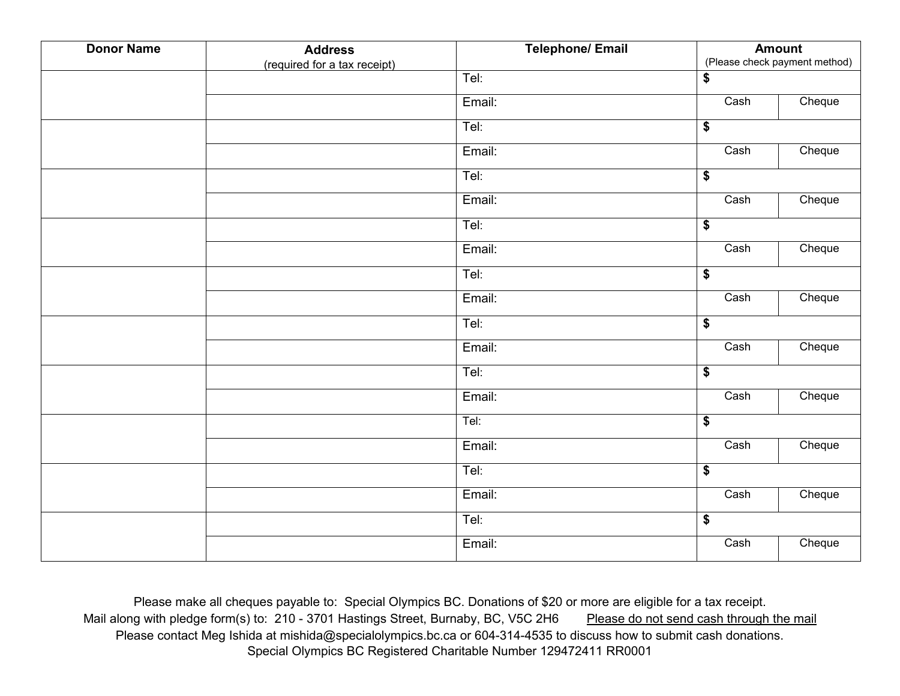| Donor Name | Address (required for a tax receipt) | Telephone/ Email | Amount (Please check payment method) | |
|---|---|---|---|---|
| | | Tel: | $ | |
| | | Email: | Cash | Cheque |
| | | Tel: | $ | |
| | | Email: | Cash | Cheque |
| | | Tel: | $ | |
| | | Email: | Cash | Cheque |
| | | Tel: | $ | |
| | | Email: | Cash | Cheque |
| | | Tel: | $ | |
| | | Email: | Cash | Cheque |
| | | Tel: | $ | |
| | | Email: | Cash | Cheque |
| | | Tel: | $ | |
| | | Email: | Cash | Cheque |
| | | Tel: | $ | |
| | | Email: | Cash | Cheque |
| | | Tel: | $ | |
| | | Email: | Cash | Cheque |
| | | Tel: | $ | |
| | | Email: | Cash | Cheque |

Please make all cheques payable to: Special Olympics BC. Donations of $20 or more are eligible for a tax receipt.

Mail along with pledge form(s) to: 210 - 3701 Hastings Street, Burnaby, BC, V5C 2H6 <u>Please do not send cash through the mail</u>

Please contact Meg Ishida at mishida@specialolympics.bc.ca or 604-314-4535 to discuss how to submit cash donations.

Special Olympics BC Registered Charitable Number 129472411 RR0001